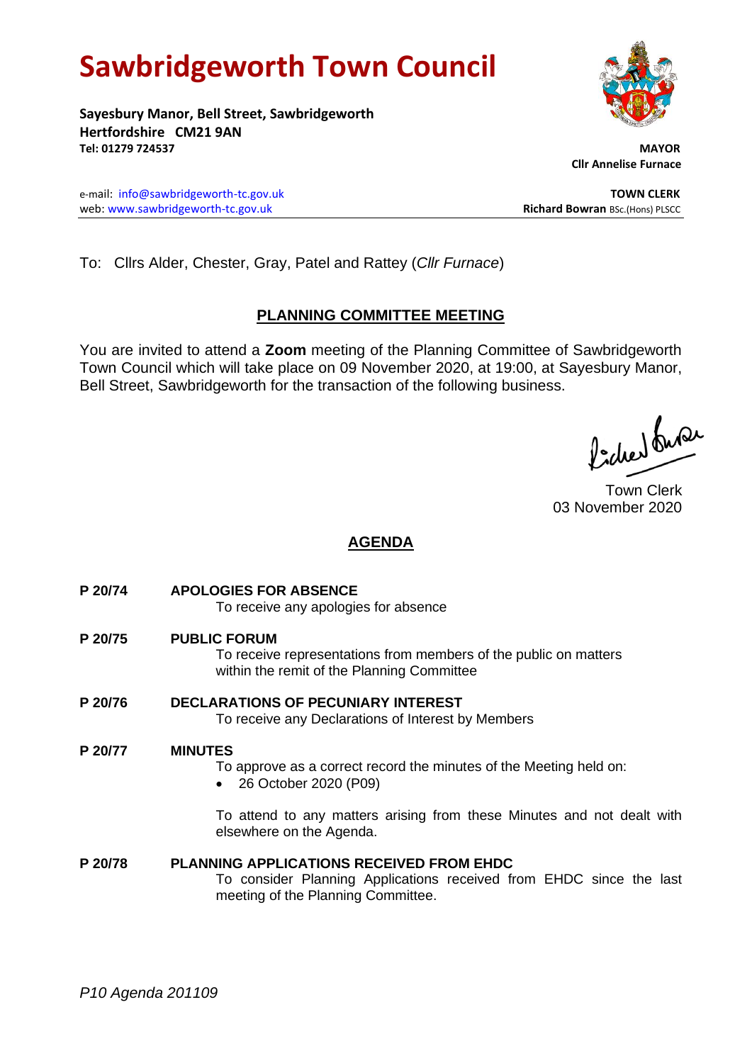# Sawbridgeworth Town Council

**Sayesbury Manor, Bell Street, Sawbridgeworth**
**Hertfordshire CM21 9AN**
**Tel: 01279 724537**

**MAYOR**
**Cllr Annelise Furnace**

e-mail: info@sawbridgeworth-tc.gov.uk
web: www.sawbridgeworth-tc.gov.uk

**TOWN CLERK**
**Richard Bowran** BSc.(Hons) PLSCC

To: Cllrs Alder, Chester, Gray, Patel and Rattey (*Cllr Furnace*)

## PLANNING COMMITTEE MEETING

You are invited to attend a **Zoom** meeting of the Planning Committee of Sawbridgeworth Town Council which will take place on 09 November 2020, at 19:00, at Sayesbury Manor, Bell Street, Sawbridgeworth for the transaction of the following business.

Town Clerk
03 November 2020

## AGENDA

**P 20/74 APOLOGIES FOR ABSENCE**
To receive any apologies for absence

**P 20/75 PUBLIC FORUM**
To receive representations from members of the public on matters within the remit of the Planning Committee

**P 20/76 DECLARATIONS OF PECUNIARY INTEREST**
To receive any Declarations of Interest by Members

**P 20/77 MINUTES**
To approve as a correct record the minutes of the Meeting held on:

- 26 October 2020 (P09)

To attend to any matters arising from these Minutes and not dealt with elsewhere on the Agenda.

**P 20/78 PLANNING APPLICATIONS RECEIVED FROM EHDC**
To consider Planning Applications received from EHDC since the last meeting of the Planning Committee.

*P10 Agenda 201109*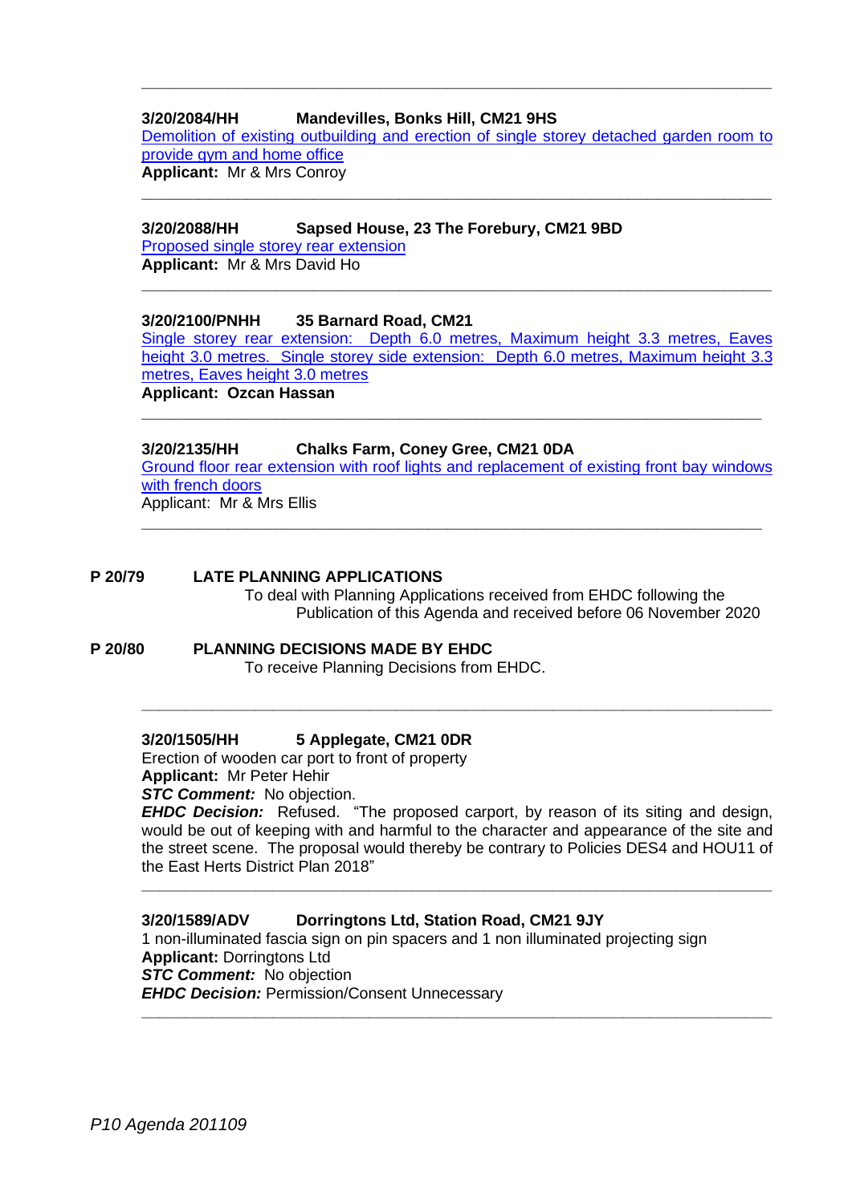---

**3/20/2084/HH Mandevilles, Bonks Hill, CM21 9HS**

Demolition of existing outbuilding and erection of single storey detached garden room to provide gym and home office

**Applicant:** Mr & Mrs Conroy

---

**3/20/2088/HH Sapsed House, 23 The Forebury, CM21 9BD**

Proposed single storey rear extension

**Applicant:** Mr & Mrs David Ho

---

**3/20/2100/PNHH 35 Barnard Road, CM21**

Single storey rear extension: Depth 6.0 metres, Maximum height 3.3 metres, Eaves height 3.0 metres. Single storey side extension: Depth 6.0 metres, Maximum height 3.3 metres, Eaves height 3.0 metres

**Applicant: Ozcan Hassan**

---

**3/20/2135/HH Chalks Farm, Coney Gree, CM21 0DA**

Ground floor rear extension with roof lights and replacement of existing front bay windows with french doors

Applicant: Mr & Mrs Ellis

---

**P 20/79 LATE PLANNING APPLICATIONS**

To deal with Planning Applications received from EHDC following the Publication of this Agenda and received before 06 November 2020

**P 20/80 PLANNING DECISIONS MADE BY EHDC**

To receive Planning Decisions from EHDC.

---

**3/20/1505/HH 5 Applegate, CM21 0DR**

Erection of wooden car port to front of property

**Applicant:** Mr Peter Hehir

***STC Comment:*** No objection.

***EHDC Decision:*** Refused. "The proposed carport, by reason of its siting and design, would be out of keeping with and harmful to the character and appearance of the site and the street scene. The proposal would thereby be contrary to Policies DES4 and HOU11 of the East Herts District Plan 2018"

---

**3/20/1589/ADV Dorringtons Ltd, Station Road, CM21 9JY**

1 non-illuminated fascia sign on pin spacers and 1 non illuminated projecting sign

**Applicant:** Dorringtons Ltd

***STC Comment:*** No objection

***EHDC Decision:*** Permission/Consent Unnecessary

---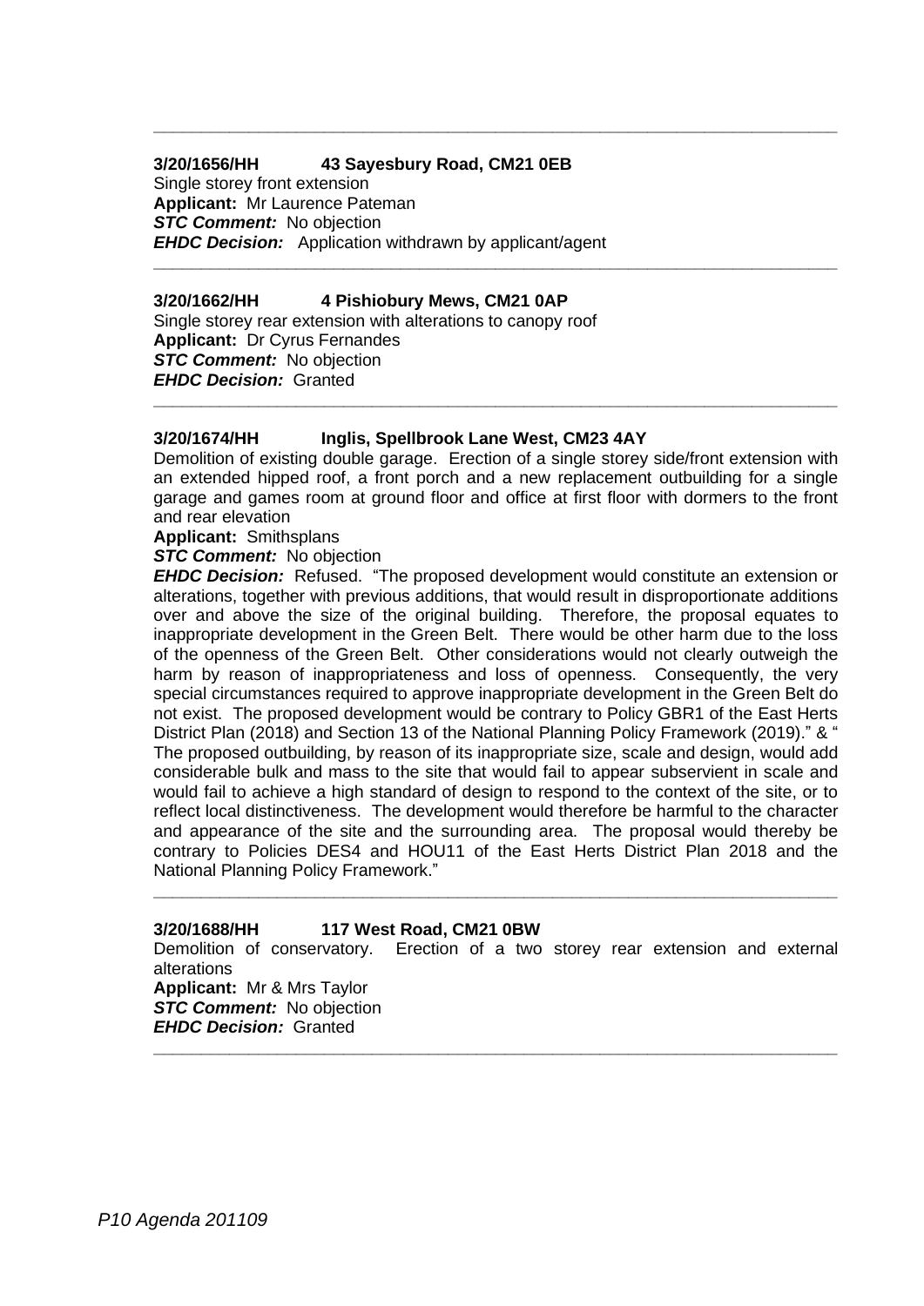---

**3/20/1656/HH 43 Sayesbury Road, CM21 0EB**
Single storey front extension
**Applicant:** Mr Laurence Pateman
***STC Comment:*** No objection
***EHDC Decision:*** Application withdrawn by applicant/agent

---

**3/20/1662/HH 4 Pishiobury Mews, CM21 0AP**
Single storey rear extension with alterations to canopy roof
**Applicant:** Dr Cyrus Fernandes
***STC Comment:*** No objection
***EHDC Decision:*** Granted

---

**3/20/1674/HH Inglis, Spellbrook Lane West, CM23 4AY**
Demolition of existing double garage. Erection of a single storey side/front extension with an extended hipped roof, a front porch and a new replacement outbuilding for a single garage and games room at ground floor and office at first floor with dormers to the front and rear elevation
**Applicant:** Smithsplans
***STC Comment:*** No objection
***EHDC Decision:*** Refused. "The proposed development would constitute an extension or alterations, together with previous additions, that would result in disproportionate additions over and above the size of the original building. Therefore, the proposal equates to inappropriate development in the Green Belt. There would be other harm due to the loss of the openness of the Green Belt. Other considerations would not clearly outweigh the harm by reason of inappropriateness and loss of openness. Consequently, the very special circumstances required to approve inappropriate development in the Green Belt do not exist. The proposed development would be contrary to Policy GBR1 of the East Herts District Plan (2018) and Section 13 of the National Planning Policy Framework (2019)." & " The proposed outbuilding, by reason of its inappropriate size, scale and design, would add considerable bulk and mass to the site that would fail to appear subservient in scale and would fail to achieve a high standard of design to respond to the context of the site, or to reflect local distinctiveness. The development would therefore be harmful to the character and appearance of the site and the surrounding area. The proposal would thereby be contrary to Policies DES4 and HOU11 of the East Herts District Plan 2018 and the National Planning Policy Framework."

---

**3/20/1688/HH 117 West Road, CM21 0BW**
Demolition of conservatory. Erection of a two storey rear extension and external alterations
**Applicant:** Mr & Mrs Taylor
***STC Comment:*** No objection
***EHDC Decision:*** Granted

---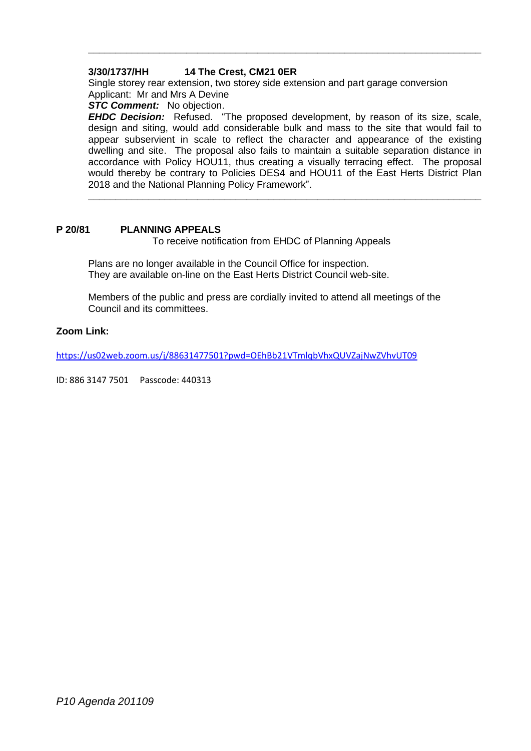---

**3/30/1737/HH 14 The Crest, CM21 0ER**

Single storey rear extension, two storey side extension and part garage conversion
Applicant: Mr and Mrs A Devine

***STC Comment:*** No objection.

***EHDC Decision:*** Refused. "The proposed development, by reason of its size, scale, design and siting, would add considerable bulk and mass to the site that would fail to appear subservient in scale to reflect the character and appearance of the existing dwelling and site. The proposal also fails to maintain a suitable separation distance in accordance with Policy HOU11, thus creating a visually terracing effect. The proposal would thereby be contrary to Policies DES4 and HOU11 of the East Herts District Plan 2018 and the National Planning Policy Framework".

---

**P 20/81 PLANNING APPEALS**

To receive notification from EHDC of Planning Appeals

Plans are no longer available in the Council Office for inspection.
They are available on-line on the East Herts District Council web-site.

Members of the public and press are cordially invited to attend all meetings of the Council and its committees.

**Zoom Link:**

https://us02web.zoom.us/j/88631477501?pwd=OEhBb21VTmlqbVhxQUVZajNwZVhvUT09

ID: 886 3147 7501 Passcode: 440313